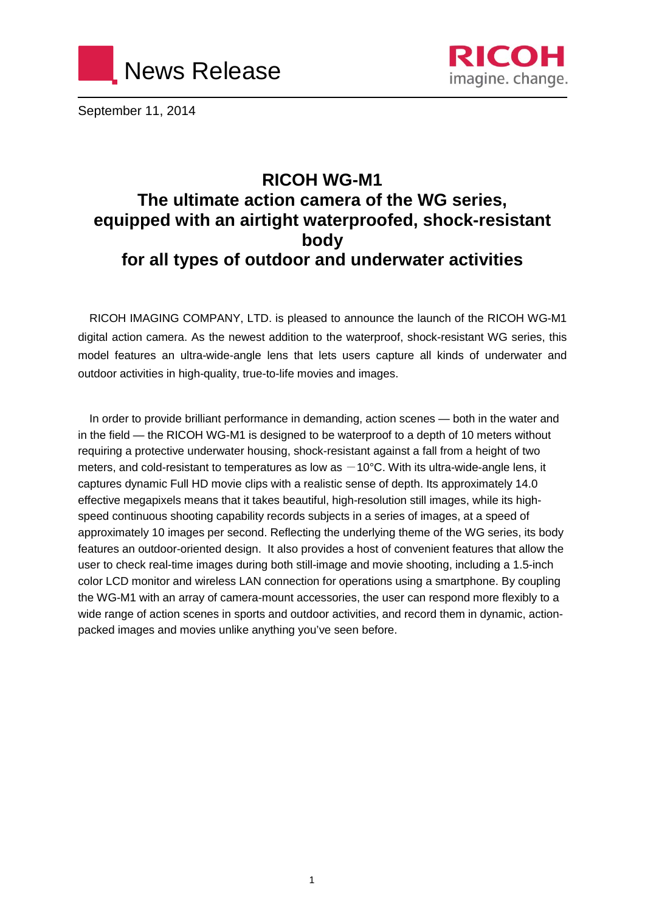# News Release

**RICOH**
imagine. change.

September 11, 2014

## RICOH WG-M1
## The ultimate action camera of the WG series, equipped with an airtight waterproofed, shock-resistant body for all types of outdoor and underwater activities

RICOH IMAGING COMPANY, LTD. is pleased to announce the launch of the RICOH WG-M1 digital action camera. As the newest addition to the waterproof, shock-resistant WG series, this model features an ultra-wide-angle lens that lets users capture all kinds of underwater and outdoor activities in high-quality, true-to-life movies and images.

In order to provide brilliant performance in demanding, action scenes — both in the water and in the field — the RICOH WG-M1 is designed to be waterproof to a depth of 10 meters without requiring a protective underwater housing, shock-resistant against a fall from a height of two meters, and cold-resistant to temperatures as low as －10°C. With its ultra-wide-angle lens, it captures dynamic Full HD movie clips with a realistic sense of depth. Its approximately 14.0 effective megapixels means that it takes beautiful, high-resolution still images, while its high-speed continuous shooting capability records subjects in a series of images, at a speed of approximately 10 images per second. Reflecting the underlying theme of the WG series, its body features an outdoor-oriented design. It also provides a host of convenient features that allow the user to check real-time images during both still-image and movie shooting, including a 1.5-inch color LCD monitor and wireless LAN connection for operations using a smartphone. By coupling the WG-M1 with an array of camera-mount accessories, the user can respond more flexibly to a wide range of action scenes in sports and outdoor activities, and record them in dynamic, action-packed images and movies unlike anything you've seen before.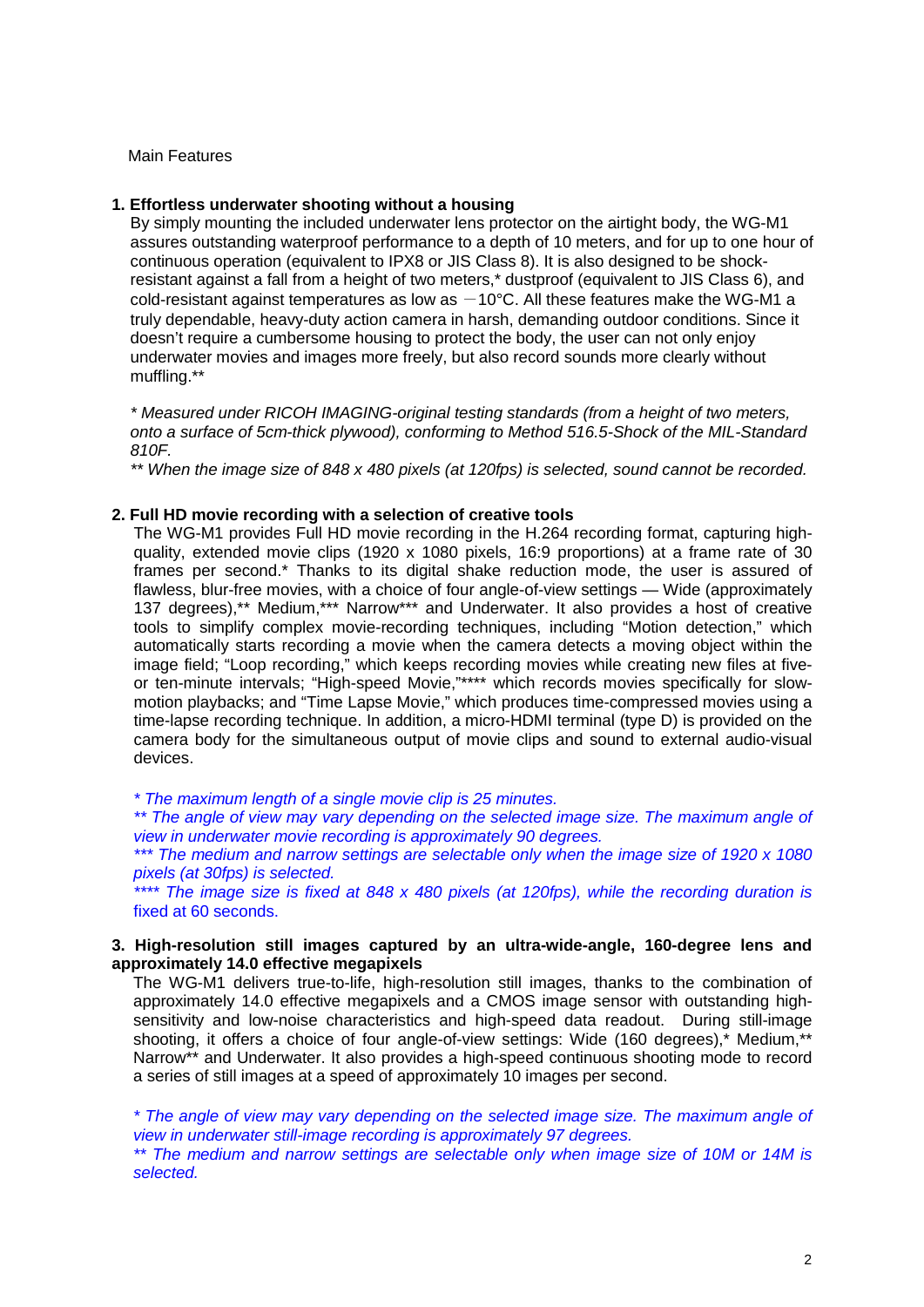Main Features

**1. Effortless underwater shooting without a housing**

By simply mounting the included underwater lens protector on the airtight body, the WG-M1 assures outstanding waterproof performance to a depth of 10 meters, and for up to one hour of continuous operation (equivalent to IPX8 or JIS Class 8). It is also designed to be shock-resistant against a fall from a height of two meters,* dustproof (equivalent to JIS Class 6), and cold-resistant against temperatures as low as −10°C. All these features make the WG-M1 a truly dependable, heavy-duty action camera in harsh, demanding outdoor conditions. Since it doesn't require a cumbersome housing to protect the body, the user can not only enjoy underwater movies and images more freely, but also record sounds more clearly without muffling.**

*\* Measured under RICOH IMAGING-original testing standards (from a height of two meters, onto a surface of 5cm-thick plywood), conforming to Method 516.5-Shock of the MIL-Standard 810F.*

*\*\* When the image size of 848 x 480 pixels (at 120fps) is selected, sound cannot be recorded.*

**2. Full HD movie recording with a selection of creative tools**

The WG-M1 provides Full HD movie recording in the H.264 recording format, capturing high-quality, extended movie clips (1920 x 1080 pixels, 16:9 proportions) at a frame rate of 30 frames per second.* Thanks to its digital shake reduction mode, the user is assured of flawless, blur-free movies, with a choice of four angle-of-view settings — Wide (approximately 137 degrees),** Medium,*** Narrow*** and Underwater. It also provides a host of creative tools to simplify complex movie-recording techniques, including "Motion detection," which automatically starts recording a movie when the camera detects a moving object within the image field; "Loop recording," which keeps recording movies while creating new files at five- or ten-minute intervals; "High-speed Movie,"**** which records movies specifically for slow-motion playbacks; and "Time Lapse Movie," which produces time-compressed movies using a time-lapse recording technique. In addition, a micro-HDMI terminal (type D) is provided on the camera body for the simultaneous output of movie clips and sound to external audio-visual devices.

*\* The maximum length of a single movie clip is 25 minutes.*

*\*\* The angle of view may vary depending on the selected image size. The maximum angle of view in underwater movie recording is approximately 90 degrees.*

*\*\*\* The medium and narrow settings are selectable only when the image size of 1920 x 1080 pixels (at 30fps) is selected.*

*\*\*\*\* The image size is fixed at 848 x 480 pixels (at 120fps), while the recording duration is* fixed at 60 seconds.

**3. High-resolution still images captured by an ultra-wide-angle, 160-degree lens and approximately 14.0 effective megapixels**

The WG-M1 delivers true-to-life, high-resolution still images, thanks to the combination of approximately 14.0 effective megapixels and a CMOS image sensor with outstanding high-sensitivity and low-noise characteristics and high-speed data readout. During still-image shooting, it offers a choice of four angle-of-view settings: Wide (160 degrees),* Medium,** Narrow** and Underwater. It also provides a high-speed continuous shooting mode to record a series of still images at a speed of approximately 10 images per second.

*\* The angle of view may vary depending on the selected image size. The maximum angle of view in underwater still-image recording is approximately 97 degrees.*

*\*\* The medium and narrow settings are selectable only when image size of 10M or 14M is selected.*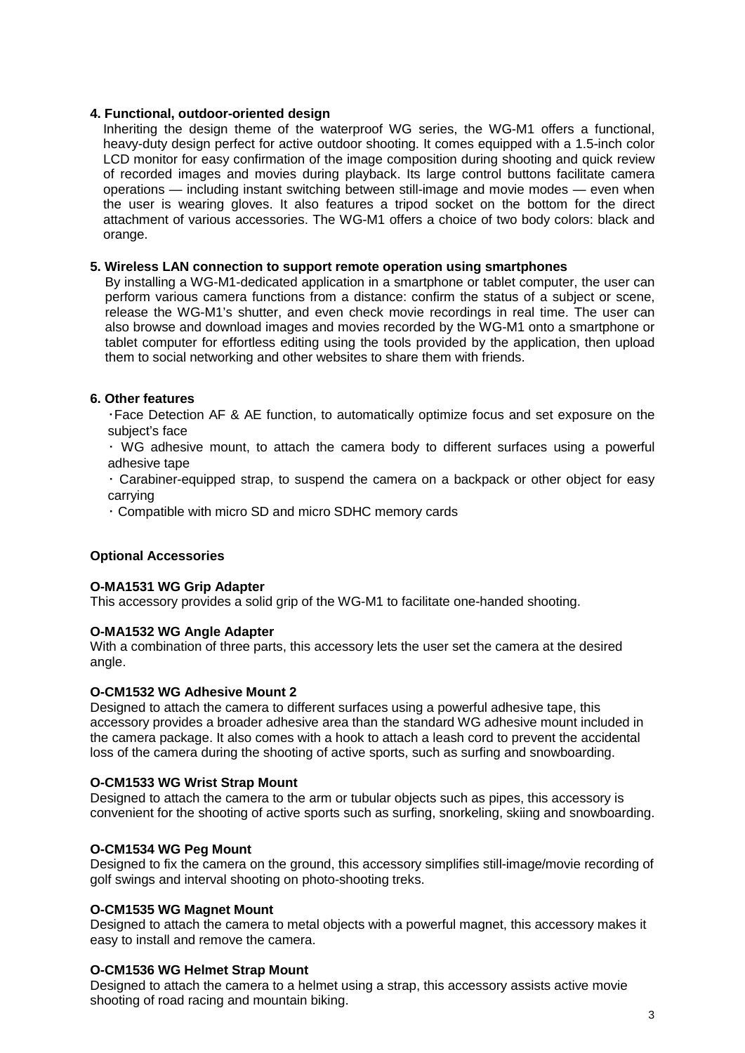**4. Functional, outdoor-oriented design**

Inheriting the design theme of the waterproof WG series, the WG-M1 offers a functional, heavy-duty design perfect for active outdoor shooting. It comes equipped with a 1.5-inch color LCD monitor for easy confirmation of the image composition during shooting and quick review of recorded images and movies during playback. Its large control buttons facilitate camera operations — including instant switching between still-image and movie modes — even when the user is wearing gloves. It also features a tripod socket on the bottom for the direct attachment of various accessories. The WG-M1 offers a choice of two body colors: black and orange.

**5. Wireless LAN connection to support remote operation using smartphones**

By installing a WG-M1-dedicated application in a smartphone or tablet computer, the user can perform various camera functions from a distance: confirm the status of a subject or scene, release the WG-M1's shutter, and even check movie recordings in real time. The user can also browse and download images and movies recorded by the WG-M1 onto a smartphone or tablet computer for effortless editing using the tools provided by the application, then upload them to social networking and other websites to share them with friends.

**6. Other features**

・Face Detection AF & AE function, to automatically optimize focus and set exposure on the subject's face

・WG adhesive mount, to attach the camera body to different surfaces using a powerful adhesive tape

・Carabiner-equipped strap, to suspend the camera on a backpack or other object for easy carrying

・Compatible with micro SD and micro SDHC memory cards

**Optional Accessories**

**O-MA1531 WG Grip Adapter**

This accessory provides a solid grip of the WG-M1 to facilitate one-handed shooting.

**O-MA1532 WG Angle Adapter**

With a combination of three parts, this accessory lets the user set the camera at the desired angle.

**O-CM1532 WG Adhesive Mount 2**

Designed to attach the camera to different surfaces using a powerful adhesive tape, this accessory provides a broader adhesive area than the standard WG adhesive mount included in the camera package. It also comes with a hook to attach a leash cord to prevent the accidental loss of the camera during the shooting of active sports, such as surfing and snowboarding.

**O-CM1533 WG Wrist Strap Mount**

Designed to attach the camera to the arm or tubular objects such as pipes, this accessory is convenient for the shooting of active sports such as surfing, snorkeling, skiing and snowboarding.

**O-CM1534 WG Peg Mount**

Designed to fix the camera on the ground, this accessory simplifies still-image/movie recording of golf swings and interval shooting on photo-shooting treks.

**O-CM1535 WG Magnet Mount**

Designed to attach the camera to metal objects with a powerful magnet, this accessory makes it easy to install and remove the camera.

**O-CM1536 WG Helmet Strap Mount**

Designed to attach the camera to a helmet using a strap, this accessory assists active movie shooting of road racing and mountain biking.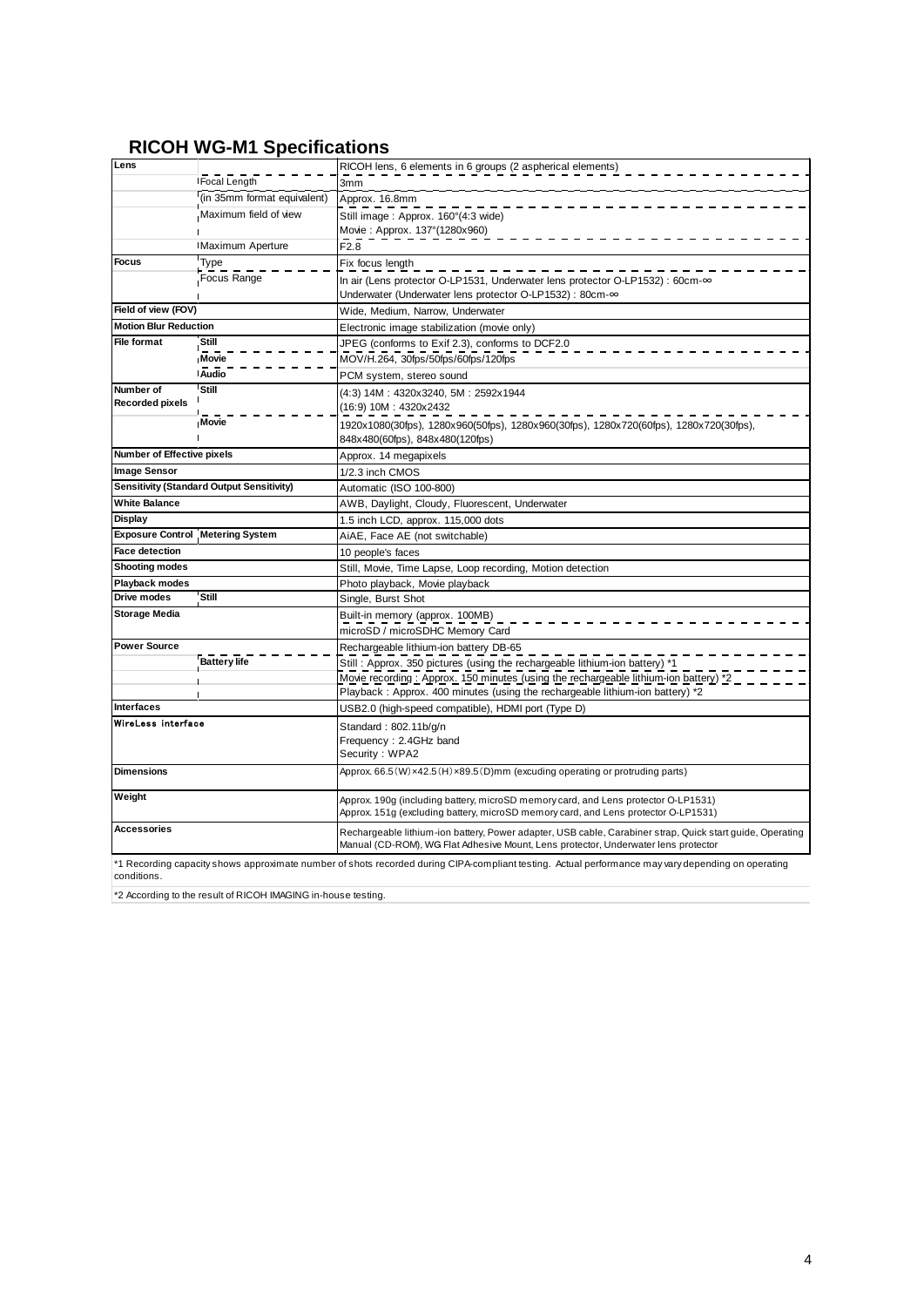# RICOH WG-M1 Specifications

| | | |
|---|---|---|
| **Lens** | | RICOH lens, 6 elements in 6 groups (2 aspherical elements) |
| | Focal Length | 3mm |
| | (in 35mm format equivalent) | Approx. 16.8mm |
| | Maximum field of view | Still image : Approx. 160°(4:3 wide)<br>Movie : Approx. 137°(1280x960) |
| | Maximum Aperture | F2.8 |
| **Focus** | Type | Fix focus length |
| | Focus Range | In air (Lens protector O-LP1531, Underwater lens protector O-LP1532) : 60cm-∞<br>Underwater (Underwater lens protector O-LP1532) : 80cm-∞ |
| **Field of view (FOV)** | | Wide, Medium, Narrow, Underwater |
| **Motion Blur Reduction** | | Electronic image stabilization (movie only) |
| **File format** | **Still** | JPEG (conforms to Exif 2.3), conforms to DCF2.0 |
| | **Movie** | MOV/H.264, 30fps/50fps/60fps/120fps |
| | **Audio** | PCM system, stereo sound |
| **Number of Recorded pixels** | **Still** | (4:3) 14M : 4320x3240, 5M : 2592x1944<br>(16:9) 10M : 4320x2432 |
| | **Movie** | 1920x1080(30fps), 1280x960(50fps), 1280x960(30fps), 1280x720(60fps), 1280x720(30fps), 848x480(60fps), 848x480(120fps) |
| **Number of Effective pixels** | | Approx. 14 megapixels |
| **Image Sensor** | | 1/2.3 inch CMOS |
| **Sensitivity (Standard Output Sensitivity)** | | Automatic (ISO 100-800) |
| **White Balance** | | AWB, Daylight, Cloudy, Fluorescent, Underwater |
| **Display** | | 1.5 inch LCD, approx. 115,000 dots |
| **Exposure Control** | **Metering System** | AiAE, Face AE (not switchable) |
| **Face detection** | | 10 people's faces |
| **Shooting modes** | | Still, Movie, Time Lapse, Loop recording, Motion detection |
| **Playback modes** | | Photo playback, Movie playback |
| **Drive modes** | **Still** | Single, Burst Shot |
| **Storage Media** | | Built-in memory (approx. 100MB)<br>microSD / microSDHC Memory Card |
| **Power Source** | | Rechargeable lithium-ion battery DB-65 |
| | **Battery life** | Still : Approx. 350 pictures (using the rechargeable lithium-ion battery) *1 |
| | | Movie recording : Approx. 150 minutes (using the rechargeable lithium-ion battery) *2 |
| | | Playback : Approx. 400 minutes (using the rechargeable lithium-ion battery) *2 |
| **Interfaces** | | USB2.0 (high-speed compatible), HDMI port (Type D) |
| **WireLess interface** | | Standard : 802.11b/g/n<br>Frequency : 2.4GHz band<br>Security : WPA2 |
| **Dimensions** | | Approx. 66.5 (W) ×42.5 (H) ×89.5 (D)mm (excuding operating or protruding parts) |
| **Weight** | | Approx. 190g (including battery, microSD memory card, and Lens protector O-LP1531)<br>Approx. 151g (excluding battery, microSD memory card, and Lens protector O-LP1531) |
| **Accessories** | | Rechargeable lithium-ion battery, Power adapter, USB cable, Carabiner strap, Quick start guide, Operating Manual (CD-ROM), WG Flat Adhesive Mount, Lens protector, Underwater lens protector |

*1 Recording capacity shows approximate number of shots recorded during CIPA-compliant testing. Actual performance may vary depending on operating conditions.

*2 According to the result of RICOH IMAGING in-house testing.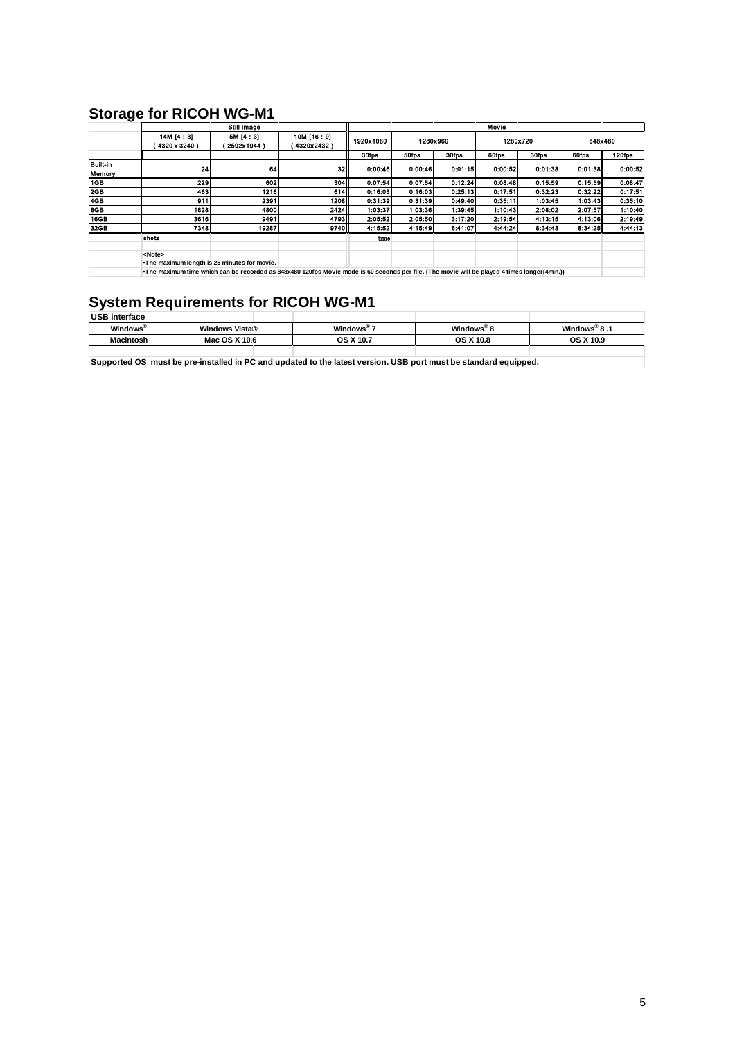## Storage for RICOH WG-M1

| | Still image | | | Movie | | | | | | |
|---|---|---|---|---|---|---|---|---|---|---|
| | 14M [4 : 3] (4320 x 3240) | 5M [4 : 3] (2592x1944) | 10M [16 : 9] (4320x2432) | 1920x1080 | 1280x960 | | 1280x720 | | 848x480 | |
| | | | | 30fps | 50fps | 30fps | 60fps | 30fps | 60fps | 120fps |
| Built-in Memory | 24 | 64 | 32 | 0:00:46 | 0:00:46 | 0:01:15 | 0:00:52 | 0:01:38 | 0:01:38 | 0:00:52 |
| 1GB | 229 | 602 | 304 | 0:07:54 | 0:07:54 | 0:12:24 | 0:08:48 | 0:15:59 | 0:15:59 | 0:08:47 |
| 2GB | 463 | 1216 | 614 | 0:16:03 | 0:16:03 | 0:25:13 | 0:17:51 | 0:32:23 | 0:32:22 | 0:17:51 |
| 4GB | 911 | 2391 | 1208 | 0:31:39 | 0:31:39 | 0:49:40 | 0:35:11 | 1:03:45 | 1:03:43 | 0:35:10 |
| 8GB | 1828 | 4800 | 2424 | 1:03:37 | 1:03:36 | 1:39:45 | 1:10:43 | 2:08:02 | 2:07:57 | 1:10:40 |
| 16GB | 3616 | 9491 | 4793 | 2:05:52 | 2:05:50 | 3:17:20 | 2:19:54 | 4:13:15 | 4:13:06 | 2:19:49 |
| 32GB | 7348 | 19287 | 9740 | 4:15:52 | 4:15:49 | 6:41:07 | 4:44:24 | 8:34:43 | 8:34:25 | 4:44:13 |
| | shots | | | time | | | | | | |

<Note>

•The maximum length is 25 minutes for movie.

•The maximum time which can be recorded as 848x480 120fps Movie mode is 60 seconds per file. (The movie will be played 4 times longer(4min.))

## System Requirements for RICOH WG-M1

| USB interface | | | | |
|---|---|---|---|---|
| Windows® | Windows Vista® | Windows® 7 | Windows® 8 | Windows® 8 .1 |
| Macintosh | Mac OS X 10.6 | OS X 10.7 | OS X 10.8 | OS X 10.9 |

**Supported OS must be pre-installed in PC and updated to the latest version. USB port must be standard equipped.**